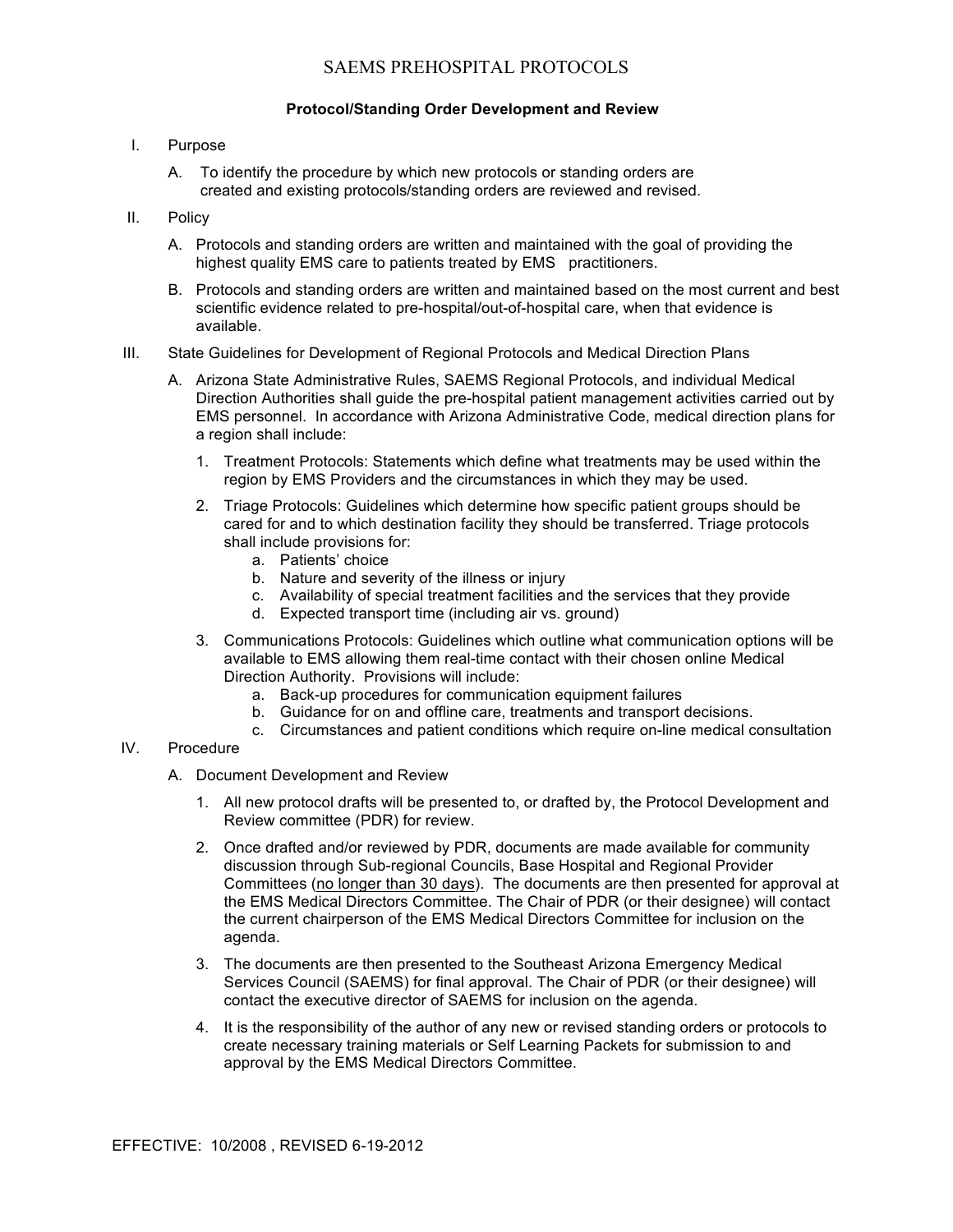# SAEMS PREHOSPITAL PROTOCOLS

## Protocol/Standing Order Development and Review

I. Purpose

A. To identify the procedure by which new protocols or standing orders are created and existing protocols/standing orders are reviewed and revised.

II. Policy

A. Protocols and standing orders are written and maintained with the goal of providing the highest quality EMS care to patients treated by EMS practitioners.

B. Protocols and standing orders are written and maintained based on the most current and best scientific evidence related to pre-hospital/out-of-hospital care, when that evidence is available.

III. State Guidelines for Development of Regional Protocols and Medical Direction Plans

A. Arizona State Administrative Rules, SAEMS Regional Protocols, and individual Medical Direction Authorities shall guide the pre-hospital patient management activities carried out by EMS personnel. In accordance with Arizona Administrative Code, medical direction plans for a region shall include:

1. Treatment Protocols: Statements which define what treatments may be used within the region by EMS Providers and the circumstances in which they may be used.
2. Triage Protocols: Guidelines which determine how specific patient groups should be cared for and to which destination facility they should be transferred. Triage protocols shall include provisions for:
   a. Patients' choice
   b. Nature and severity of the illness or injury
   c. Availability of special treatment facilities and the services that they provide
   d. Expected transport time (including air vs. ground)
3. Communications Protocols: Guidelines which outline what communication options will be available to EMS allowing them real-time contact with their chosen online Medical Direction Authority. Provisions will include:
   a. Back-up procedures for communication equipment failures
   b. Guidance for on and offline care, treatments and transport decisions.
   c. Circumstances and patient conditions which require on-line medical consultation

IV. Procedure

A. Document Development and Review

1. All new protocol drafts will be presented to, or drafted by, the Protocol Development and Review committee (PDR) for review.
2. Once drafted and/or reviewed by PDR, documents are made available for community discussion through Sub-regional Councils, Base Hospital and Regional Provider Committees (<u>no longer than 30 days</u>). The documents are then presented for approval at the EMS Medical Directors Committee. The Chair of PDR (or their designee) will contact the current chairperson of the EMS Medical Directors Committee for inclusion on the agenda.
3. The documents are then presented to the Southeast Arizona Emergency Medical Services Council (SAEMS) for final approval. The Chair of PDR (or their designee) will contact the executive director of SAEMS for inclusion on the agenda.
4. It is the responsibility of the author of any new or revised standing orders or protocols to create necessary training materials or Self Learning Packets for submission to and approval by the EMS Medical Directors Committee.

EFFECTIVE: 10/2008 , REVISED 6-19-2012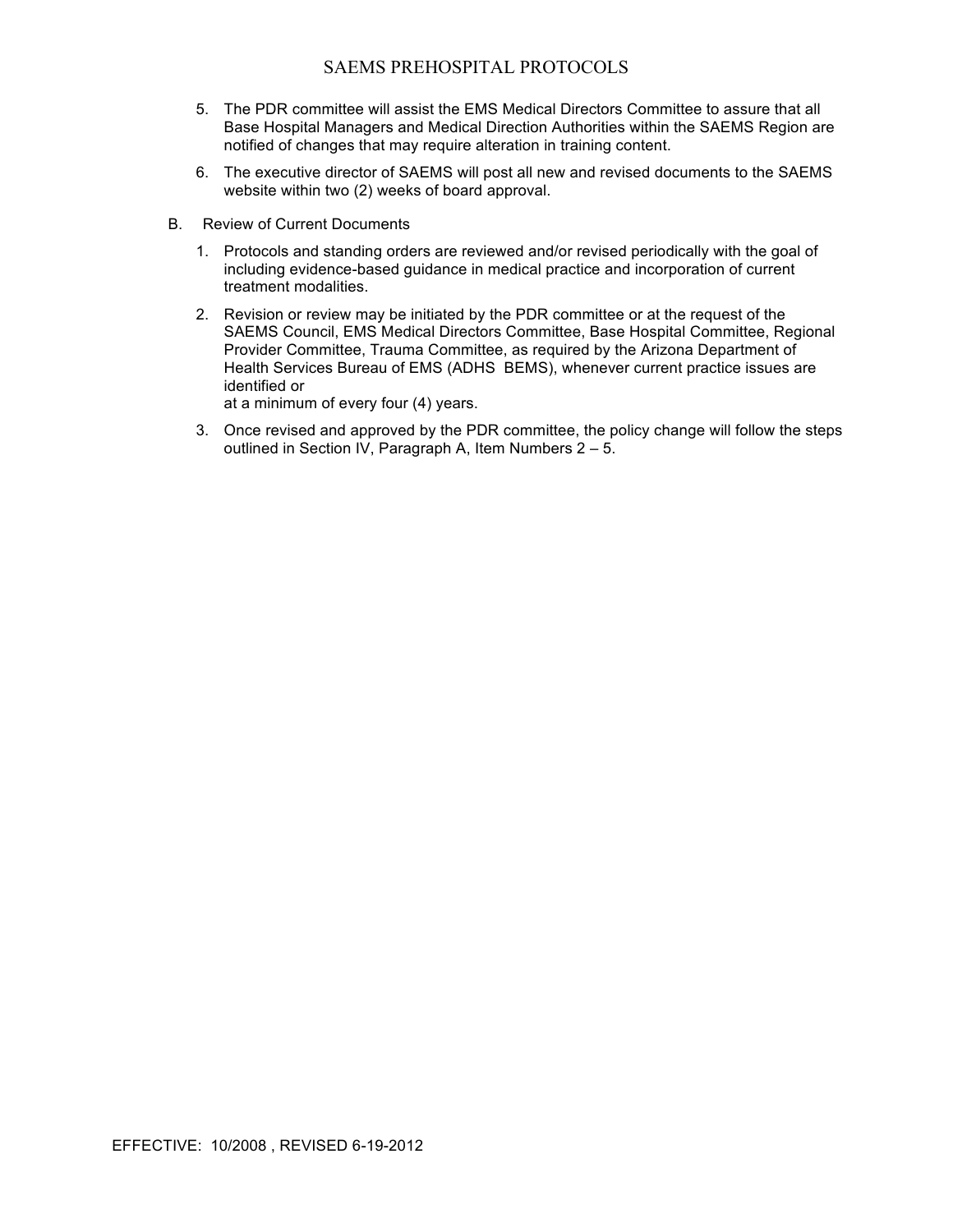5. The PDR committee will assist the EMS Medical Directors Committee to assure that all Base Hospital Managers and Medical Direction Authorities within the SAEMS Region are notified of changes that may require alteration in training content.

6. The executive director of SAEMS will post all new and revised documents to the SAEMS website within two (2) weeks of board approval.

B. Review of Current Documents

1. Protocols and standing orders are reviewed and/or revised periodically with the goal of including evidence-based guidance in medical practice and incorporation of current treatment modalities.

2. Revision or review may be initiated by the PDR committee or at the request of the SAEMS Council, EMS Medical Directors Committee, Base Hospital Committee, Regional Provider Committee, Trauma Committee, as required by the Arizona Department of Health Services Bureau of EMS (ADHS BEMS), whenever current practice issues are identified or
at a minimum of every four (4) years.

3. Once revised and approved by the PDR committee, the policy change will follow the steps outlined in Section IV, Paragraph A, Item Numbers 2 – 5.

EFFECTIVE: 10/2008 , REVISED 6-19-2012